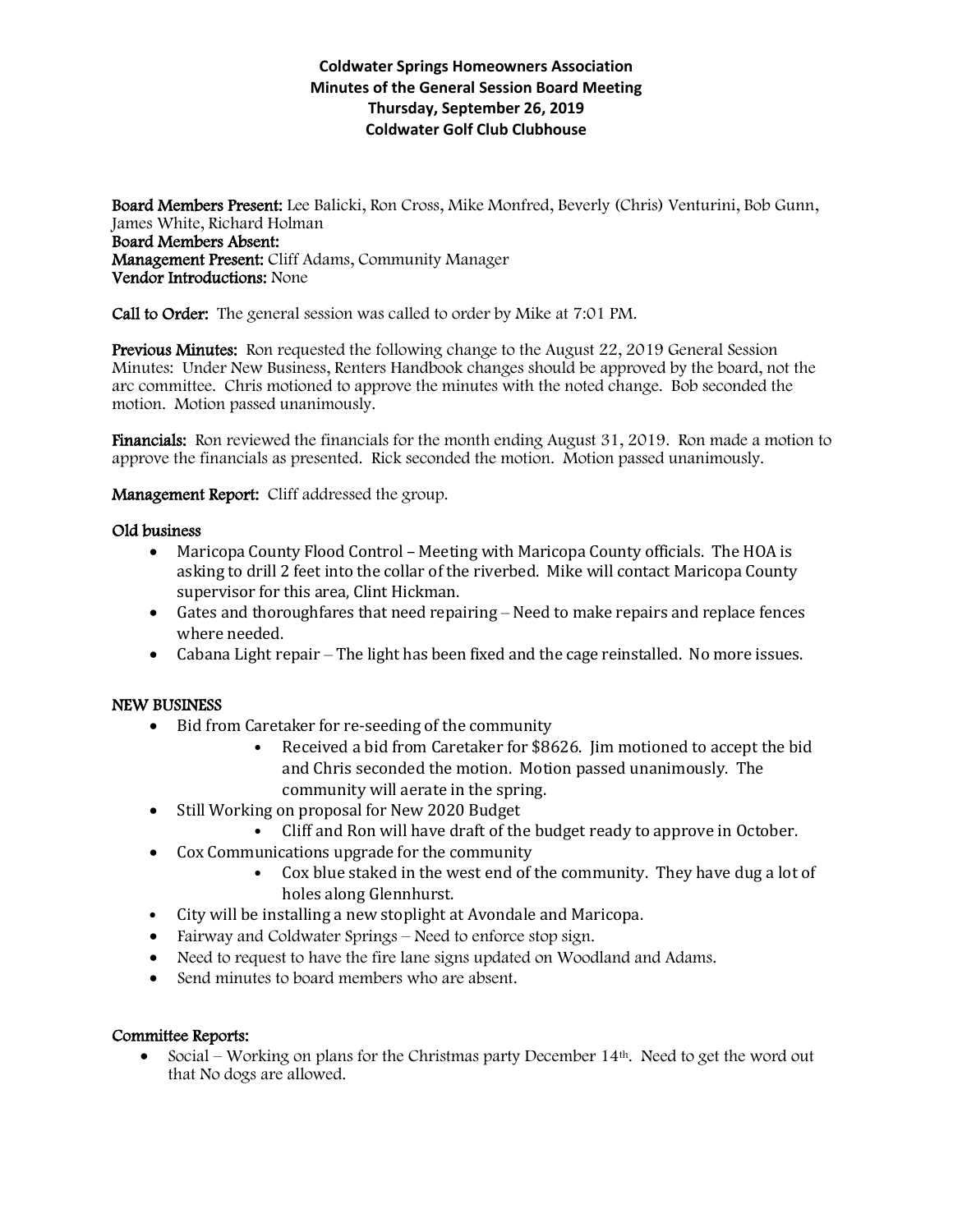**Coldwater Springs Homeowners Association**
**Minutes of the General Session Board Meeting**
**Thursday, September 26, 2019**
**Coldwater Golf Club Clubhouse**

**Board Members Present:** Lee Balicki, Ron Cross, Mike Monfred, Beverly (Chris) Venturini, Bob Gunn, James White, Richard Holman
**Board Members Absent:**
**Management Present:** Cliff Adams, Community Manager
**Vendor Introductions:** None

**Call to Order:** The general session was called to order by Mike at 7:01 PM.

**Previous Minutes:** Ron requested the following change to the August 22, 2019 General Session Minutes: Under New Business, Renters Handbook changes should be approved by the board, not the arc committee. Chris motioned to approve the minutes with the noted change. Bob seconded the motion. Motion passed unanimously.

**Financials:** Ron reviewed the financials for the month ending August 31, 2019. Ron made a motion to approve the financials as presented. Rick seconded the motion. Motion passed unanimously.

**Management Report:** Cliff addressed the group.

**Old business**

- Maricopa County Flood Control – Meeting with Maricopa County officials. The HOA is asking to drill 2 feet into the collar of the riverbed. Mike will contact Maricopa County supervisor for this area, Clint Hickman.
- Gates and thoroughfares that need repairing – Need to make repairs and replace fences where needed.
- Cabana Light repair – The light has been fixed and the cage reinstalled. No more issues.

**NEW BUSINESS**

- Bid from Caretaker for re-seeding of the community
  - Received a bid from Caretaker for $8626. Jim motioned to accept the bid and Chris seconded the motion. Motion passed unanimously. The community will aerate in the spring.
- Still Working on proposal for New 2020 Budget
  - Cliff and Ron will have draft of the budget ready to approve in October.
- Cox Communications upgrade for the community
  - Cox blue staked in the west end of the community. They have dug a lot of holes along Glennhurst.
- City will be installing a new stoplight at Avondale and Maricopa.
- Fairway and Coldwater Springs – Need to enforce stop sign.
- Need to request to have the fire lane signs updated on Woodland and Adams.
- Send minutes to board members who are absent.

**Committee Reports:**

- Social – Working on plans for the Christmas party December 14th. Need to get the word out that No dogs are allowed.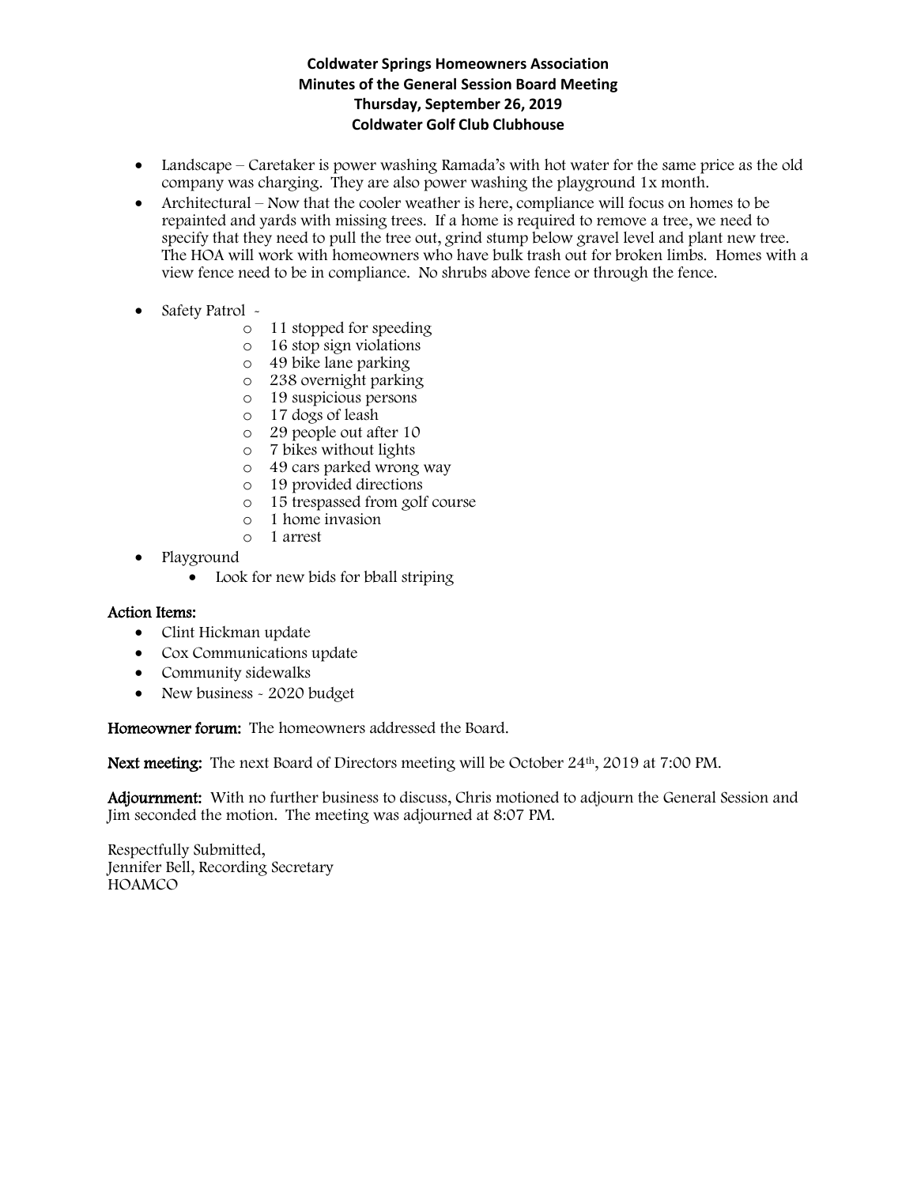**Coldwater Springs Homeowners Association**
**Minutes of the General Session Board Meeting**
**Thursday, September 26, 2019**
**Coldwater Golf Club Clubhouse**

- Landscape – Caretaker is power washing Ramada's with hot water for the same price as the old company was charging. They are also power washing the playground 1x month.
- Architectural – Now that the cooler weather is here, compliance will focus on homes to be repainted and yards with missing trees. If a home is required to remove a tree, we need to specify that they need to pull the tree out, grind stump below gravel level and plant new tree. The HOA will work with homeowners who have bulk trash out for broken limbs. Homes with a view fence need to be in compliance. No shrubs above fence or through the fence.

- Safety Patrol -
  - 11 stopped for speeding
  - 16 stop sign violations
  - 49 bike lane parking
  - 238 overnight parking
  - 19 suspicious persons
  - 17 dogs of leash
  - 29 people out after 10
  - 7 bikes without lights
  - 49 cars parked wrong way
  - 19 provided directions
  - 15 trespassed from golf course
  - 1 home invasion
  - 1 arrest
- Playground
  - Look for new bids for bball striping

**Action Items:**

- Clint Hickman update
- Cox Communications update
- Community sidewalks
- New business - 2020 budget

**Homeowner forum:** The homeowners addressed the Board.

**Next meeting:** The next Board of Directors meeting will be October 24th, 2019 at 7:00 PM.

**Adjournment:** With no further business to discuss, Chris motioned to adjourn the General Session and Jim seconded the motion. The meeting was adjourned at 8:07 PM.

Respectfully Submitted,
Jennifer Bell, Recording Secretary
HOAMCO